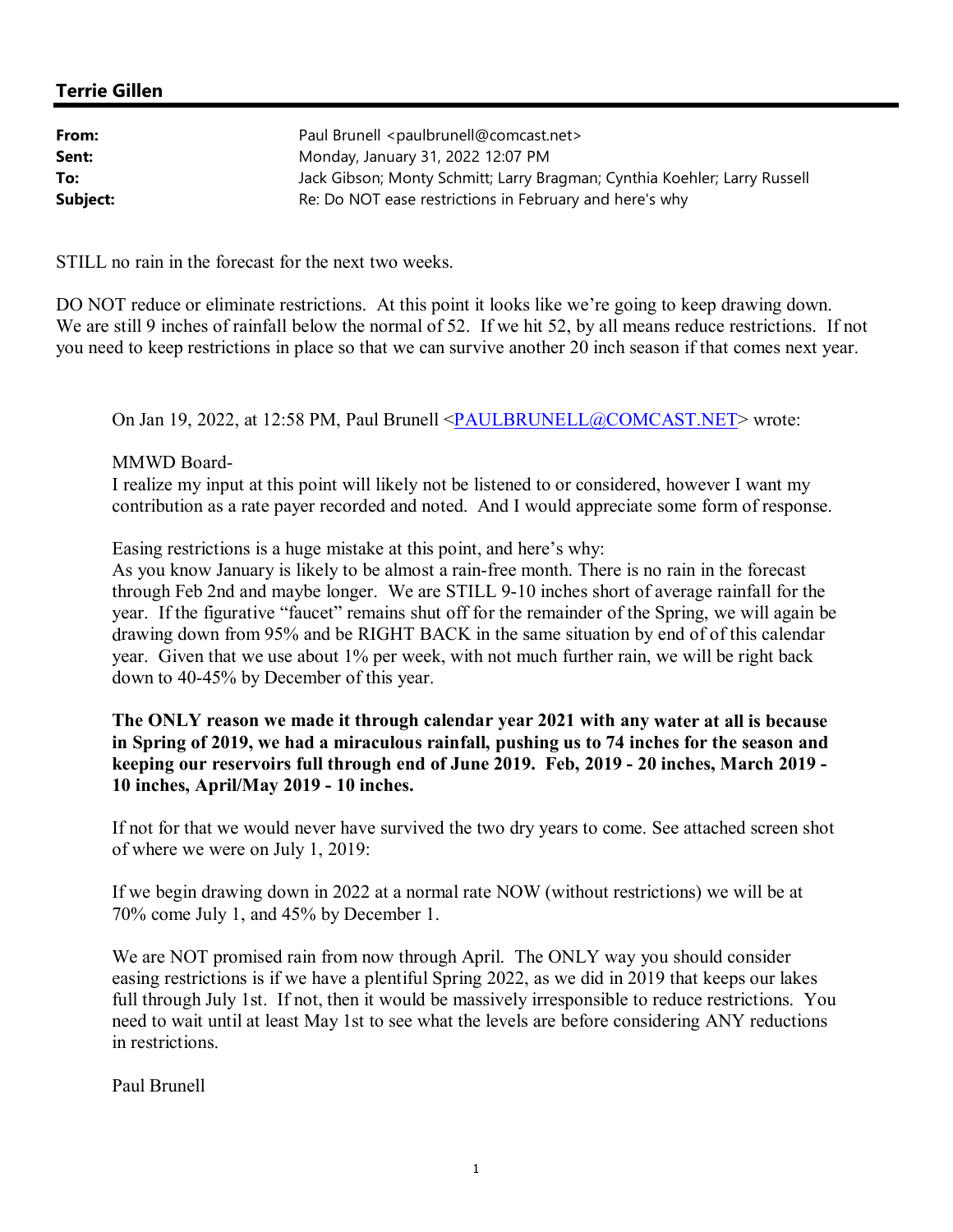## Terrie Gillen

| | |
|---|---|
| **From:** | Paul Brunell <paulbrunell@comcast.net> |
| **Sent:** | Monday, January 31, 2022 12:07 PM |
| **To:** | Jack Gibson; Monty Schmitt; Larry Bragman; Cynthia Koehler; Larry Russell |
| **Subject:** | Re: Do NOT ease restrictions in February and here's why |

STILL no rain in the forecast for the next two weeks.

DO NOT reduce or eliminate restrictions. At this point it looks like we're going to keep drawing down. We are still 9 inches of rainfall below the normal of 52. If we hit 52, by all means reduce restrictions. If not you need to keep restrictions in place so that we can survive another 20 inch season if that comes next year.

> On Jan 19, 2022, at 12:58 PM, Paul Brunell <PAULBRUNELL@COMCAST.NET> wrote:
>
> MMWD Board-
> I realize my input at this point will likely not be listened to or considered, however I want my contribution as a rate payer recorded and noted. And I would appreciate some form of response.
>
> Easing restrictions is a huge mistake at this point, and here's why:
> As you know January is likely to be almost a rain-free month. There is no rain in the forecast through Feb 2nd and maybe longer. We are STILL 9-10 inches short of average rainfall for the year. If the figurative "faucet" remains shut off for the remainder of the Spring, we will again be drawing down from 95% and be RIGHT BACK in the same situation by end of of this calendar year. Given that we use about 1% per week, with not much further rain, we will be right back down to 40-45% by December of this year.
>
> **The ONLY reason we made it through calendar year 2021 with any water at all is because in Spring of 2019, we had a miraculous rainfall, pushing us to 74 inches for the season and keeping our reservoirs full through end of June 2019. Feb, 2019 - 20 inches, March 2019 - 10 inches, April/May 2019 - 10 inches.**
>
> If not for that we would never have survived the two dry years to come. See attached screen shot of where we were on July 1, 2019:
>
> If we begin drawing down in 2022 at a normal rate NOW (without restrictions) we will be at 70% come July 1, and 45% by December 1.
>
> We are NOT promised rain from now through April. The ONLY way you should consider easing restrictions is if we have a plentiful Spring 2022, as we did in 2019 that keeps our lakes full through July 1st. If not, then it would be massively irresponsible to reduce restrictions. You need to wait until at least May 1st to see what the levels are before considering ANY reductions in restrictions.
>
> Paul Brunell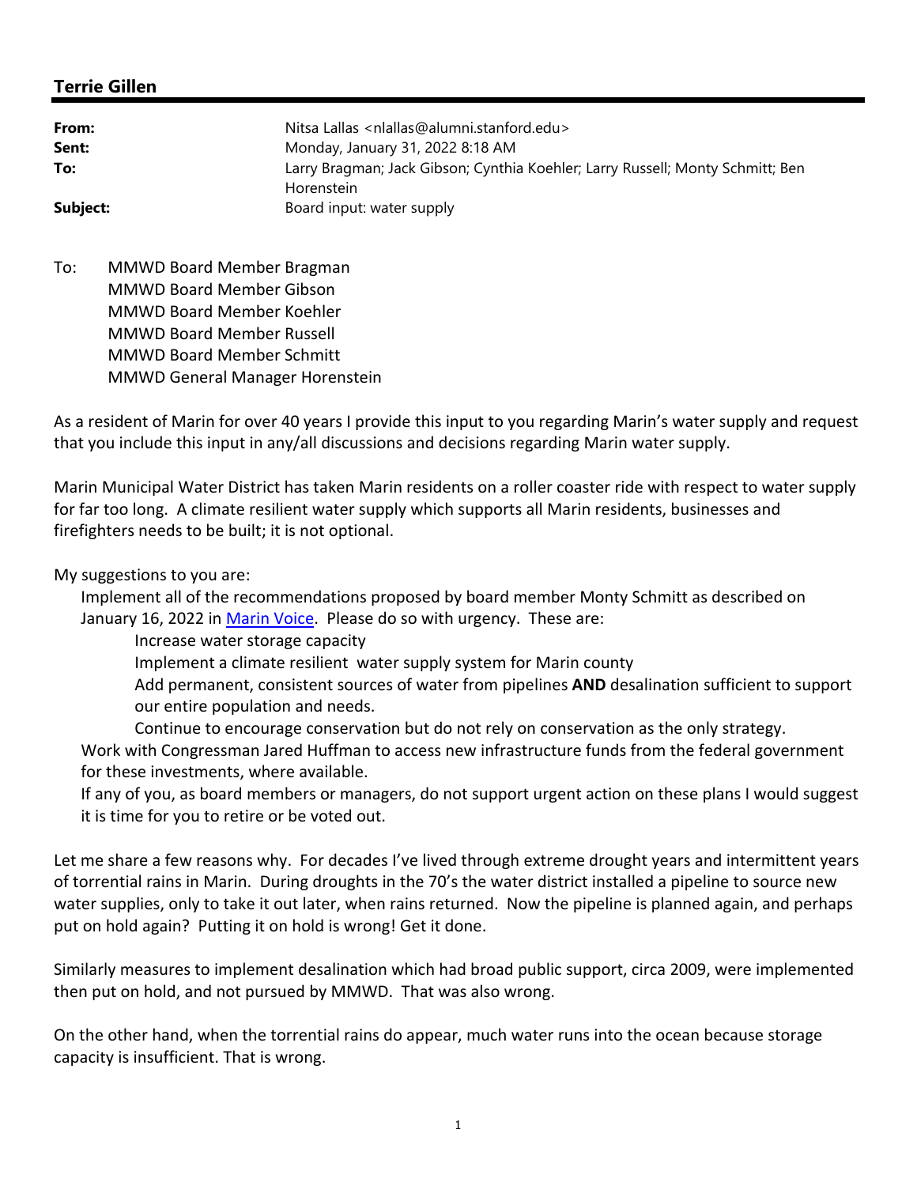**Terrie Gillen**

---

| | |
|---|---|
| **From:** | Nitsa Lallas <nlallas@alumni.stanford.edu> |
| **Sent:** | Monday, January 31, 2022 8:18 AM |
| **To:** | Larry Bragman; Jack Gibson; Cynthia Koehler; Larry Russell; Monty Schmitt; Ben Horenstein |
| **Subject:** | Board input: water supply |

To: MMWD Board Member Bragman
MMWD Board Member Gibson
MMWD Board Member Koehler
MMWD Board Member Russell
MMWD Board Member Schmitt
MMWD General Manager Horenstein

As a resident of Marin for over 40 years I provide this input to you regarding Marin's water supply and request that you include this input in any/all discussions and decisions regarding Marin water supply.

Marin Municipal Water District has taken Marin residents on a roller coaster ride with respect to water supply for far too long. A climate resilient water supply which supports all Marin residents, businesses and firefighters needs to be built; it is not optional.

My suggestions to you are:

- Implement all of the recommendations proposed by board member Monty Schmitt as described on January 16, 2022 in Marin Voice. Please do so with urgency. These are:
    - Increase water storage capacity
    - Implement a climate resilient water supply system for Marin county
    - Add permanent, consistent sources of water from pipelines **AND** desalination sufficient to support our entire population and needs.
    - Continue to encourage conservation but do not rely on conservation as the only strategy.
- Work with Congressman Jared Huffman to access new infrastructure funds from the federal government for these investments, where available.
- If any of you, as board members or managers, do not support urgent action on these plans I would suggest it is time for you to retire or be voted out.

Let me share a few reasons why. For decades I've lived through extreme drought years and intermittent years of torrential rains in Marin. During droughts in the 70's the water district installed a pipeline to source new water supplies, only to take it out later, when rains returned. Now the pipeline is planned again, and perhaps put on hold again? Putting it on hold is wrong! Get it done.

Similarly measures to implement desalination which had broad public support, circa 2009, were implemented then put on hold, and not pursued by MMWD. That was also wrong.

On the other hand, when the torrential rains do appear, much water runs into the ocean because storage capacity is insufficient. That is wrong.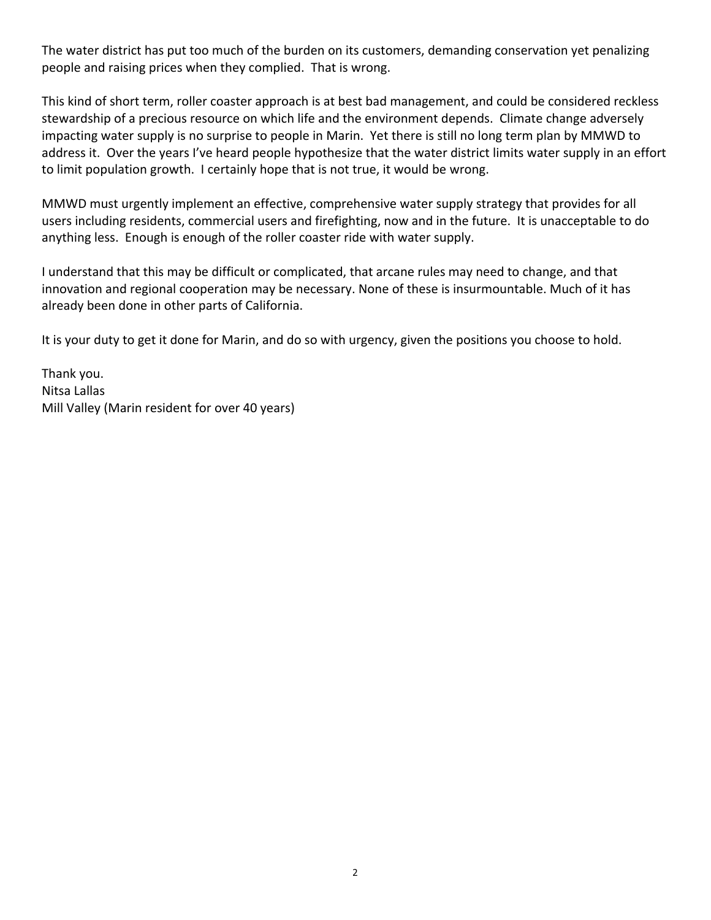The water district has put too much of the burden on its customers, demanding conservation yet penalizing people and raising prices when they complied. That is wrong.

This kind of short term, roller coaster approach is at best bad management, and could be considered reckless stewardship of a precious resource on which life and the environment depends. Climate change adversely impacting water supply is no surprise to people in Marin. Yet there is still no long term plan by MMWD to address it. Over the years I've heard people hypothesize that the water district limits water supply in an effort to limit population growth. I certainly hope that is not true, it would be wrong.

MMWD must urgently implement an effective, comprehensive water supply strategy that provides for all users including residents, commercial users and firefighting, now and in the future. It is unacceptable to do anything less. Enough is enough of the roller coaster ride with water supply.

I understand that this may be difficult or complicated, that arcane rules may need to change, and that innovation and regional cooperation may be necessary. None of these is insurmountable. Much of it has already been done in other parts of California.

It is your duty to get it done for Marin, and do so with urgency, given the positions you choose to hold.

Thank you.
Nitsa Lallas
Mill Valley (Marin resident for over 40 years)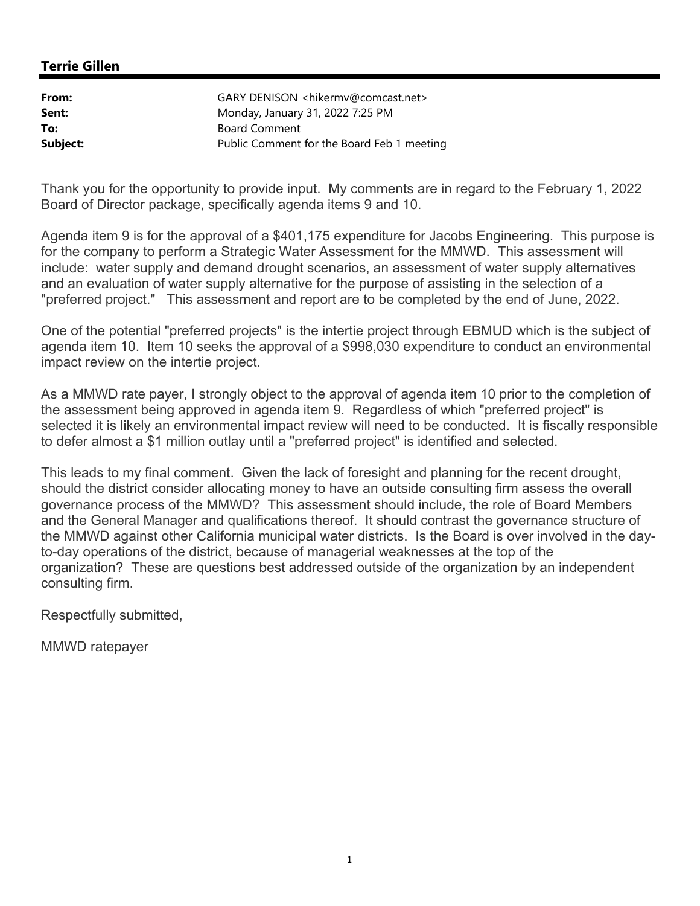**Terrie Gillen**

| | |
|---|---|
| **From:** | GARY DENISON <hikermv@comcast.net> |
| **Sent:** | Monday, January 31, 2022 7:25 PM |
| **To:** | Board Comment |
| **Subject:** | Public Comment for the Board Feb 1 meeting |

Thank you for the opportunity to provide input. My comments are in regard to the February 1, 2022 Board of Director package, specifically agenda items 9 and 10.

Agenda item 9 is for the approval of a $401,175 expenditure for Jacobs Engineering. This purpose is for the company to perform a Strategic Water Assessment for the MMWD. This assessment will include: water supply and demand drought scenarios, an assessment of water supply alternatives and an evaluation of water supply alternative for the purpose of assisting in the selection of a "preferred project." This assessment and report are to be completed by the end of June, 2022.

One of the potential "preferred projects" is the intertie project through EBMUD which is the subject of agenda item 10. Item 10 seeks the approval of a $998,030 expenditure to conduct an environmental impact review on the intertie project.

As a MMWD rate payer, I strongly object to the approval of agenda item 10 prior to the completion of the assessment being approved in agenda item 9. Regardless of which "preferred project" is selected it is likely an environmental impact review will need to be conducted. It is fiscally responsible to defer almost a $1 million outlay until a "preferred project" is identified and selected.

This leads to my final comment. Given the lack of foresight and planning for the recent drought, should the district consider allocating money to have an outside consulting firm assess the overall governance process of the MMWD? This assessment should include, the role of Board Members and the General Manager and qualifications thereof. It should contrast the governance structure of the MMWD against other California municipal water districts. Is the Board is over involved in the day-to-day operations of the district, because of managerial weaknesses at the top of the organization? These are questions best addressed outside of the organization by an independent consulting firm.

Respectfully submitted,

MMWD ratepayer